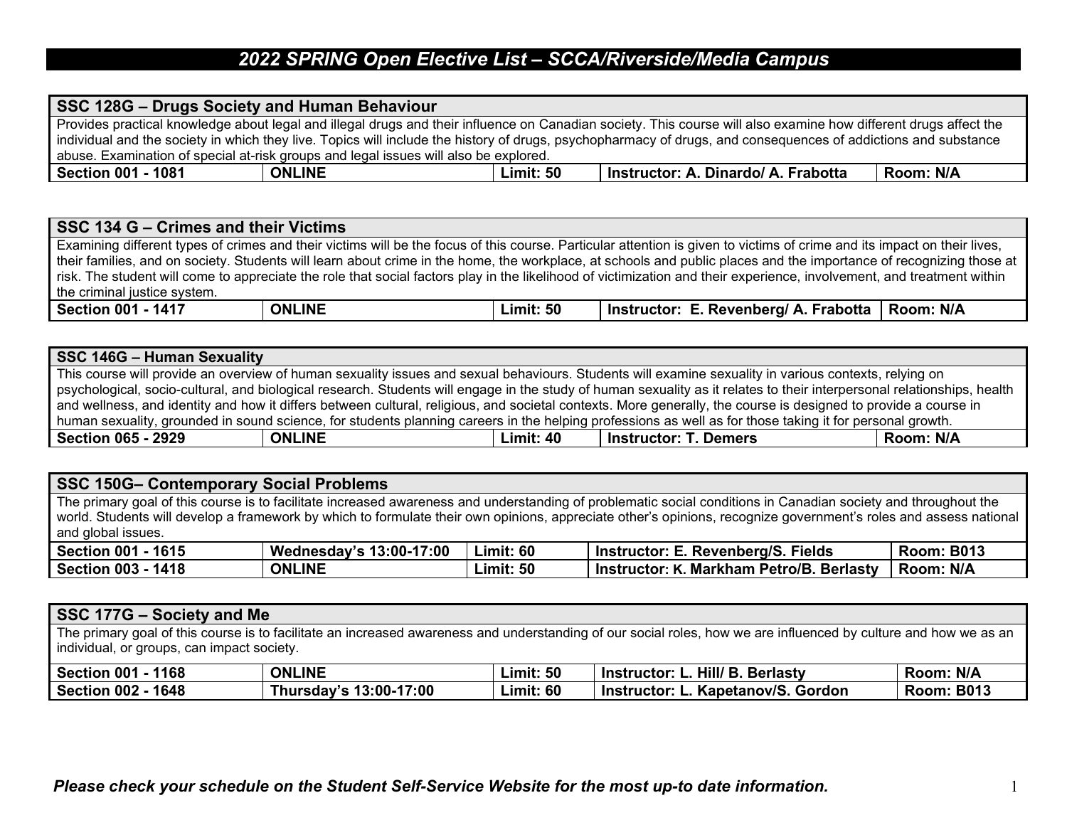# 2022 SPRING Open Elective List – SCCA/Riverside/Media Campus

## SSC 128G – Drugs Society and Human Behaviour

Provides practical knowledge about legal and illegal drugs and their influence on Canadian society. This course will also examine how different drugs affect the individual and the society in which they live. Topics will include the history of drugs, psychopharmacy of drugs, and consequences of addictions and substance abuse. Examination of special at-risk groups and legal issues will also be explored.

| Section | Schedule | Limit | Instructor | Room |
|---|---|---|---|---|
| **Section 001 - 1081** | **ONLINE** | **Limit: 50** | **Instructor: A. Dinardo/ A. Frabotta** | **Room: N/A** |

## SSC 134 G – Crimes and their Victims

Examining different types of crimes and their victims will be the focus of this course. Particular attention is given to victims of crime and its impact on their lives, their families, and on society. Students will learn about crime in the home, the workplace, at schools and public places and the importance of recognizing those at risk. The student will come to appreciate the role that social factors play in the likelihood of victimization and their experience, involvement, and treatment within the criminal justice system.

| Section | Schedule | Limit | Instructor | Room |
|---|---|---|---|---|
| **Section 001 - 1417** | **ONLINE** | **Limit: 50** | **Instructor: E. Revenberg/ A. Frabotta** | **Room: N/A** |

## SSC 146G – Human Sexuality

This course will provide an overview of human sexuality issues and sexual behaviours. Students will examine sexuality in various contexts, relying on psychological, socio-cultural, and biological research. Students will engage in the study of human sexuality as it relates to their interpersonal relationships, health and wellness, and identity and how it differs between cultural, religious, and societal contexts. More generally, the course is designed to provide a course in human sexuality, grounded in sound science, for students planning careers in the helping professions as well as for those taking it for personal growth.

| Section | Schedule | Limit | Instructor | Room |
|---|---|---|---|---|
| **Section 065 - 2929** | **ONLINE** | **Limit: 40** | **Instructor: T. Demers** | **Room: N/A** |

## SSC 150G– Contemporary Social Problems

The primary goal of this course is to facilitate increased awareness and understanding of problematic social conditions in Canadian society and throughout the world. Students will develop a framework by which to formulate their own opinions, appreciate other's opinions, recognize government's roles and assess national and global issues.

| Section | Schedule | Limit | Instructor | Room |
|---|---|---|---|---|
| **Section 001 - 1615** | **Wednesday's 13:00-17:00** | **Limit: 60** | **Instructor: E. Revenberg/S. Fields** | **Room: B013** |
| **Section 003 - 1418** | **ONLINE** | **Limit: 50** | **Instructor: K. Markham Petro/B. Berlasty** | **Room: N/A** |

## SSC 177G – Society and Me

The primary goal of this course is to facilitate an increased awareness and understanding of our social roles, how we are influenced by culture and how we as an individual, or groups, can impact society.

| Section | Schedule | Limit | Instructor | Room |
|---|---|---|---|---|
| **Section 001 - 1168** | **ONLINE** | **Limit: 50** | **Instructor: L. Hill/ B. Berlasty** | **Room: N/A** |
| **Section 002 - 1648** | **Thursday's 13:00-17:00** | **Limit: 60** | **Instructor: L. Kapetanov/S. Gordon** | **Room: B013** |

***Please check your schedule on the Student Self-Service Website for the most up-to date information.***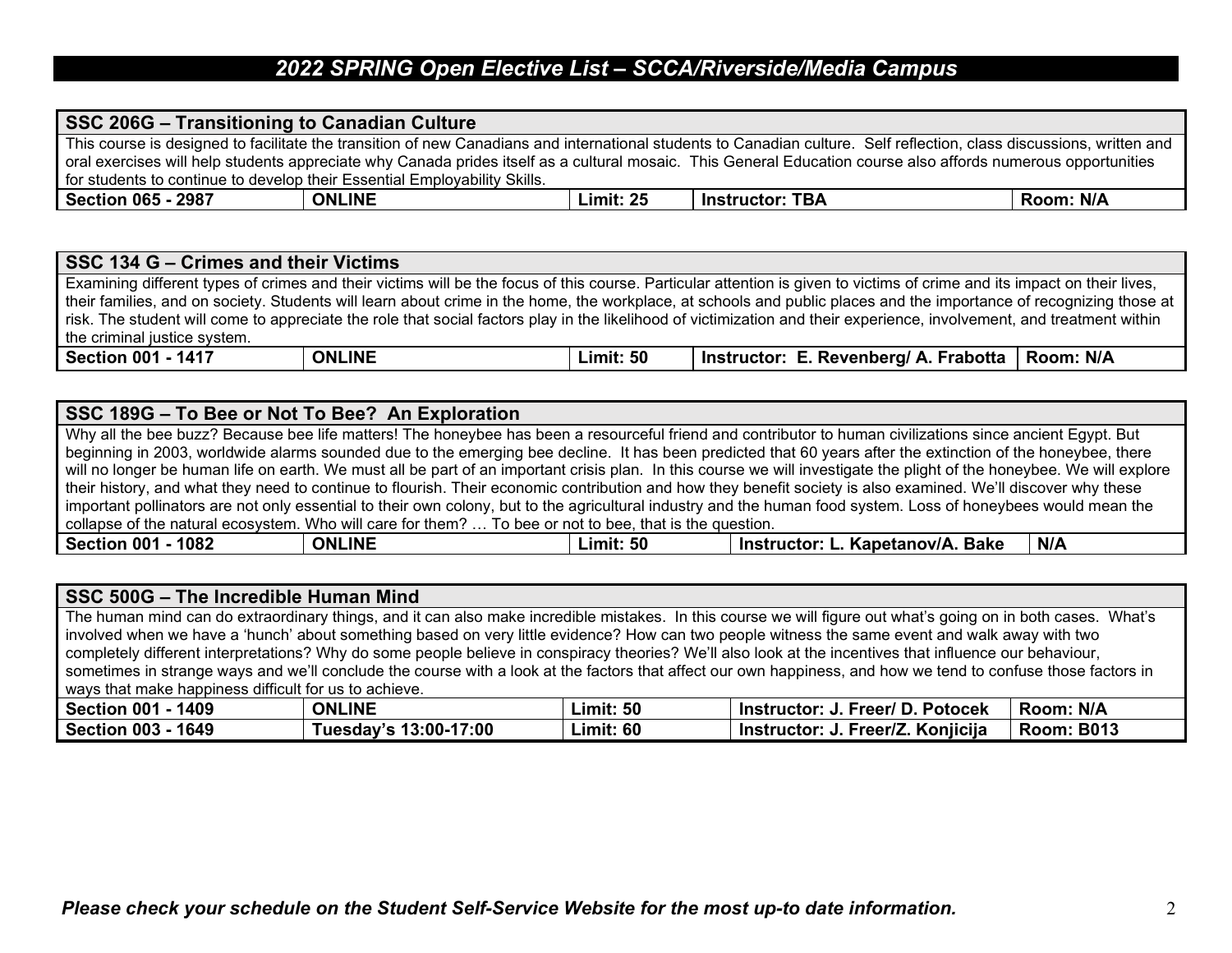## 2022 SPRING Open Elective List – SCCA/Riverside/Media Campus

### SSC 206G – Transitioning to Canadian Culture

This course is designed to facilitate the transition of new Canadians and international students to Canadian culture. Self reflection, class discussions, written and oral exercises will help students appreciate why Canada prides itself as a cultural mosaic. This General Education course also affords numerous opportunities for students to continue to develop their Essential Employability Skills.

| Section | Schedule | Limit | Instructor | Room |
|---|---|---|---|---|
| Section 065 - 2987 | ONLINE | Limit: 25 | Instructor: TBA | Room: N/A |

### SSC 134 G – Crimes and their Victims

Examining different types of crimes and their victims will be the focus of this course. Particular attention is given to victims of crime and its impact on their lives, their families, and on society. Students will learn about crime in the home, the workplace, at schools and public places and the importance of recognizing those at risk. The student will come to appreciate the role that social factors play in the likelihood of victimization and their experience, involvement, and treatment within the criminal justice system.

| Section | Schedule | Limit | Instructor | Room |
|---|---|---|---|---|
| Section 001 - 1417 | ONLINE | Limit: 50 | Instructor: E. Revenberg/ A. Frabotta | Room: N/A |

### SSC 189G – To Bee or Not To Bee? An Exploration

Why all the bee buzz? Because bee life matters! The honeybee has been a resourceful friend and contributor to human civilizations since ancient Egypt. But beginning in 2003, worldwide alarms sounded due to the emerging bee decline. It has been predicted that 60 years after the extinction of the honeybee, there will no longer be human life on earth. We must all be part of an important crisis plan. In this course we will investigate the plight of the honeybee. We will explore their history, and what they need to continue to flourish. Their economic contribution and how they benefit society is also examined. We'll discover why these important pollinators are not only essential to their own colony, but to the agricultural industry and the human food system. Loss of honeybees would mean the collapse of the natural ecosystem. Who will care for them? … To bee or not to bee, that is the question.

| Section | Schedule | Limit | Instructor | Room |
|---|---|---|---|---|
| Section 001 - 1082 | ONLINE | Limit: 50 | Instructor: L. Kapetanov/A. Bake | N/A |

### SSC 500G – The Incredible Human Mind

The human mind can do extraordinary things, and it can also make incredible mistakes. In this course we will figure out what's going on in both cases. What's involved when we have a 'hunch' about something based on very little evidence? How can two people witness the same event and walk away with two completely different interpretations? Why do some people believe in conspiracy theories? We'll also look at the incentives that influence our behaviour, sometimes in strange ways and we'll conclude the course with a look at the factors that affect our own happiness, and how we tend to confuse those factors in ways that make happiness difficult for us to achieve.

| Section | Schedule | Limit | Instructor | Room |
|---|---|---|---|---|
| Section 001 - 1409 | ONLINE | Limit: 50 | Instructor: J. Freer/ D. Potocek | Room: N/A |
| Section 003 - 1649 | Tuesday's 13:00-17:00 | Limit: 60 | Instructor: J. Freer/Z. Konjicija | Room: B013 |

***Please check your schedule on the Student Self-Service Website for the most up-to date information.***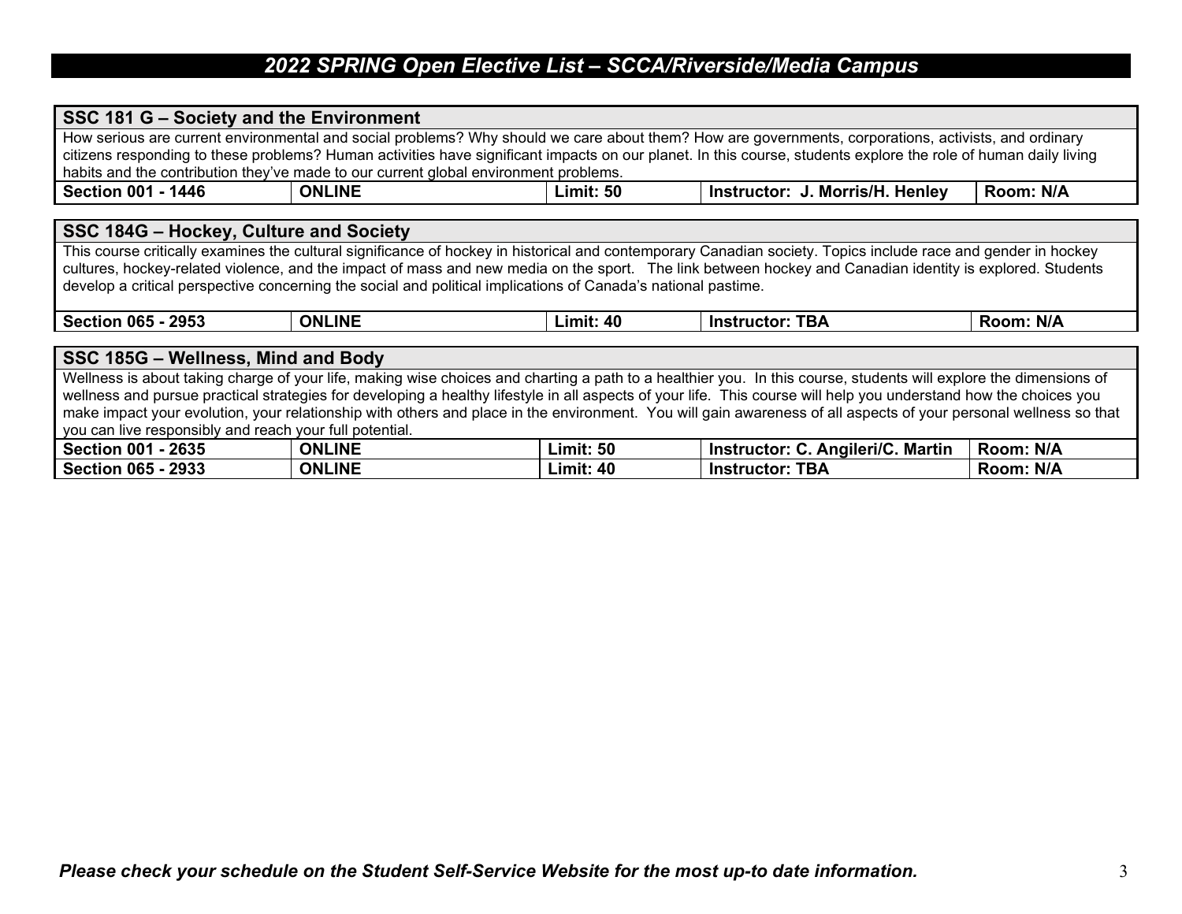## 2022 SPRING Open Elective List – SCCA/Riverside/Media Campus

### SSC 181 G – Society and the Environment

How serious are current environmental and social problems? Why should we care about them? How are governments, corporations, activists, and ordinary citizens responding to these problems? Human activities have significant impacts on our planet. In this course, students explore the role of human daily living habits and the contribution they've made to our current global environment problems.

| | | | | |
|---|---|---|---|---|
| **Section 001 - 1446** | **ONLINE** | **Limit: 50** | **Instructor: J. Morris/H. Henley** | **Room: N/A** |

### SSC 184G – Hockey, Culture and Society

This course critically examines the cultural significance of hockey in historical and contemporary Canadian society. Topics include race and gender in hockey cultures, hockey-related violence, and the impact of mass and new media on the sport. The link between hockey and Canadian identity is explored. Students develop a critical perspective concerning the social and political implications of Canada's national pastime.

| | | | | |
|---|---|---|---|---|
| **Section 065 - 2953** | **ONLINE** | **Limit: 40** | **Instructor: TBA** | **Room: N/A** |

### SSC 185G – Wellness, Mind and Body

Wellness is about taking charge of your life, making wise choices and charting a path to a healthier you. In this course, students will explore the dimensions of wellness and pursue practical strategies for developing a healthy lifestyle in all aspects of your life. This course will help you understand how the choices you make impact your evolution, your relationship with others and place in the environment. You will gain awareness of all aspects of your personal wellness so that you can live responsibly and reach your full potential.

| | | | | |
|---|---|---|---|---|
| **Section 001 - 2635** | **ONLINE** | **Limit: 50** | **Instructor: C. Angileri/C. Martin** | **Room: N/A** |
| **Section 065 - 2933** | **ONLINE** | **Limit: 40** | **Instructor: TBA** | **Room: N/A** |

***Please check your schedule on the Student Self-Service Website for the most up-to date information.***